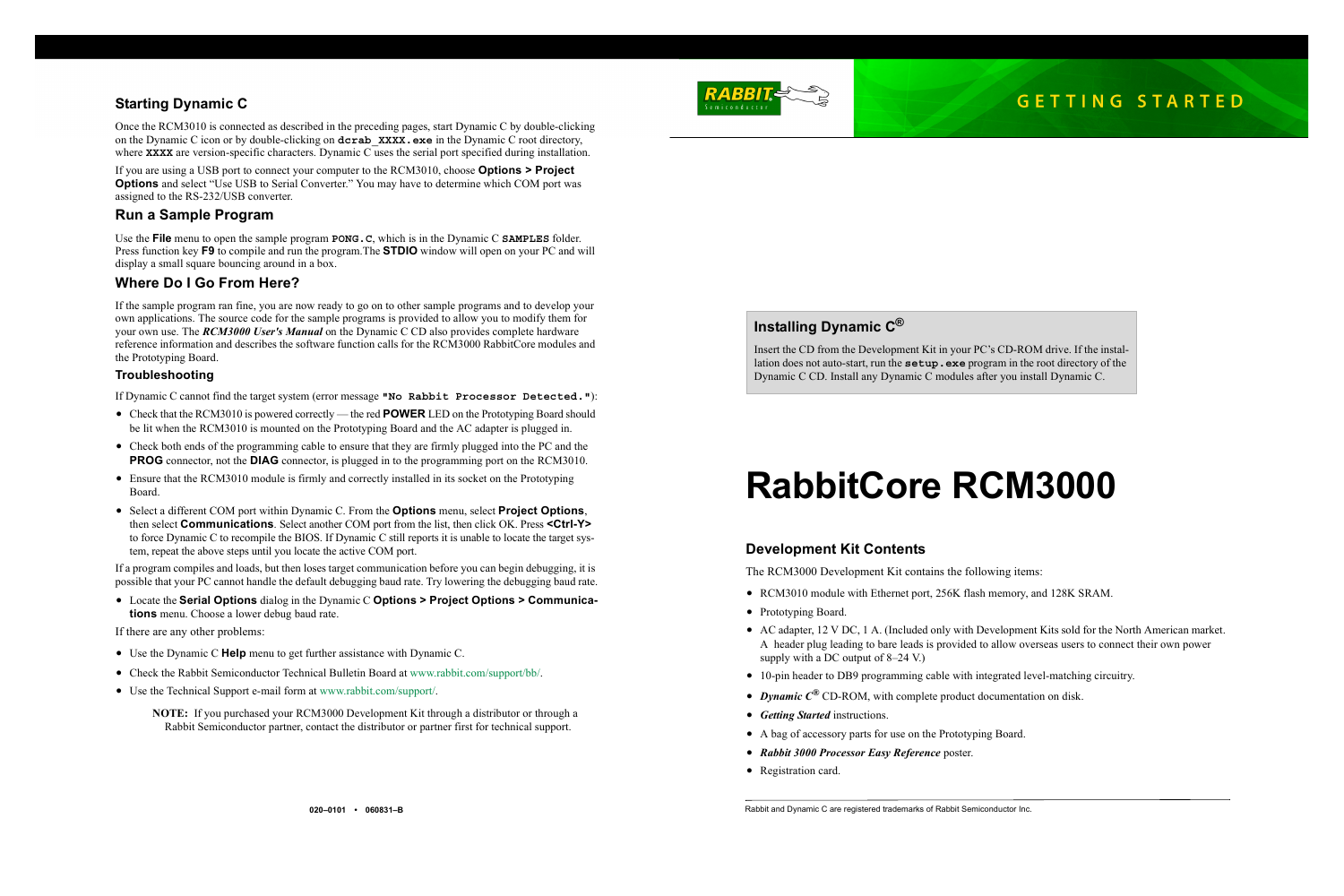## Starting Dynamic C

Once the RCM3010 is connected as described in the preceding pages, start Dynamic C by double-clicking on the Dynamic C icon or by double-clicking on `dcrab_XXXX.exe` in the Dynamic C root directory, where `XXXX` are version-specific characters. Dynamic C uses the serial port specified during installation.

If you are using a USB port to connect your computer to the RCM3010, choose **Options > Project Options** and select "Use USB to Serial Converter." You may have to determine which COM port was assigned to the RS-232/USB converter.

## Run a Sample Program

Use the **File** menu to open the sample program `PONG.C`, which is in the Dynamic C `SAMPLES` folder. Press function key **F9** to compile and run the program.The **STDIO** window will open on your PC and will display a small square bouncing around in a box.

## Where Do I Go From Here?

If the sample program ran fine, you are now ready to go on to other sample programs and to develop your own applications. The source code for the sample programs is provided to allow you to modify them for your own use. The ***RCM3000 User's Manual*** on the Dynamic C CD also provides complete hardware reference information and describes the software function calls for the RCM3000 RabbitCore modules and the Prototyping Board.

### Troubleshooting

If Dynamic C cannot find the target system (error message `"No Rabbit Processor Detected."`):

- Check that the RCM3010 is powered correctly — the red **POWER** LED on the Prototyping Board should be lit when the RCM3010 is mounted on the Prototyping Board and the AC adapter is plugged in.
- Check both ends of the programming cable to ensure that they are firmly plugged into the PC and the **PROG** connector, not the **DIAG** connector, is plugged in to the programming port on the RCM3010.
- Ensure that the RCM3010 module is firmly and correctly installed in its socket on the Prototyping Board.
- Select a different COM port within Dynamic C. From the **Options** menu, select **Project Options**, then select **Communications**. Select another COM port from the list, then click OK. Press **<Ctrl-Y>** to force Dynamic C to recompile the BIOS. If Dynamic C still reports it is unable to locate the target system, repeat the above steps until you locate the active COM port.

If a program compiles and loads, but then loses target communication before you can begin debugging, it is possible that your PC cannot handle the default debugging baud rate. Try lowering the debugging baud rate.

- Locate the **Serial Options** dialog in the Dynamic C **Options > Project Options > Communications** menu. Choose a lower debug baud rate.

If there are any other problems:

- Use the Dynamic C **Help** menu to get further assistance with Dynamic C.
- Check the Rabbit Semiconductor Technical Bulletin Board at www.rabbit.com/support/bb/.
- Use the Technical Support e-mail form at www.rabbit.com/support/.

> **NOTE:** If you purchased your RCM3000 Development Kit through a distributor or through a Rabbit Semiconductor partner, contact the distributor or partner first for technical support.

020–0101 • 060831–B

GETTING STARTED

## Installing Dynamic C®

Insert the CD from the Development Kit in your PC's CD-ROM drive. If the installation does not auto-start, run the `setup.exe` program in the root directory of the Dynamic C CD. Install any Dynamic C modules after you install Dynamic C.

# RabbitCore RCM3000

## Development Kit Contents

The RCM3000 Development Kit contains the following items:

- RCM3010 module with Ethernet port, 256K flash memory, and 128K SRAM.
- Prototyping Board.
- AC adapter, 12 V DC, 1 A. (Included only with Development Kits sold for the North American market. A header plug leading to bare leads is provided to allow overseas users to connect their own power supply with a DC output of 8–24 V.)
- 10-pin header to DB9 programming cable with integrated level-matching circuitry.
- ***Dynamic C®*** CD-ROM, with complete product documentation on disk.
- ***Getting Started*** instructions.
- A bag of accessory parts for use on the Prototyping Board.
- ***Rabbit 3000 Processor Easy Reference*** poster.
- Registration card.

Rabbit and Dynamic C are registered trademarks of Rabbit Semiconductor Inc.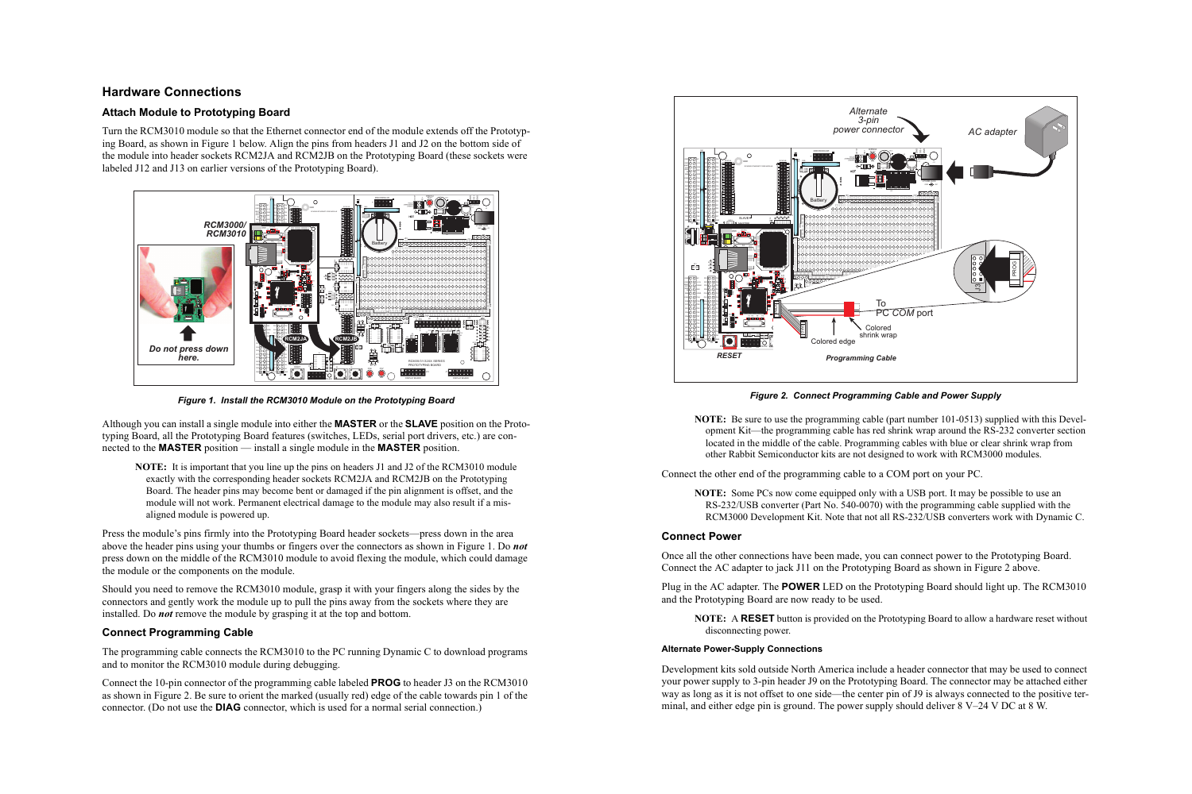## Hardware Connections

### Attach Module to Prototyping Board

Turn the RCM3010 module so that the Ethernet connector end of the module extends off the Prototyping Board, as shown in Figure 1 below. Align the pins from headers J1 and J2 on the bottom side of the module into header sockets RCM2JA and RCM2JB on the Prototyping Board (these sockets were labeled J12 and J13 on earlier versions of the Prototyping Board).

RCM3000/ RCM3010

Do not press down here.

RCM2JA

RCM2JB

Battery

*Figure 1. Install the RCM3010 Module on the Prototyping Board*

Although you can install a single module into either the **MASTER** or the **SLAVE** position on the Prototyping Board, all the Prototyping Board features (switches, LEDs, serial port drivers, etc.) are connected to the **MASTER** position — install a single module in the **MASTER** position.

> **NOTE:** It is important that you line up the pins on headers J1 and J2 of the RCM3010 module exactly with the corresponding header sockets RCM2JA and RCM2JB on the Prototyping Board. The header pins may become bent or damaged if the pin alignment is offset, and the module will not work. Permanent electrical damage to the module may also result if a misaligned module is powered up.

Press the module's pins firmly into the Prototyping Board header sockets—press down in the area above the header pins using your thumbs or fingers over the connectors as shown in Figure 1. Do ***not*** press down on the middle of the RCM3010 module to avoid flexing the module, which could damage the module or the components on the module.

Should you need to remove the RCM3010 module, grasp it with your fingers along the sides by the connectors and gently work the module up to pull the pins away from the sockets where they are installed. Do ***not*** remove the module by grasping it at the top and bottom.

### Connect Programming Cable

The programming cable connects the RCM3010 to the PC running Dynamic C to download programs and to monitor the RCM3010 module during debugging.

Connect the 10-pin connector of the programming cable labeled **PROG** to header J3 on the RCM3010 as shown in Figure 2. Be sure to orient the marked (usually red) edge of the cable towards pin 1 of the connector. (Do not use the **DIAG** connector, which is used for a normal serial connection.)

Alternate 3-pin power connector

AC adapter

Battery

To PC COM port

Colored shrink wrap

Colored edge

RESET

Programming Cable

PROG

J3

*Figure 2. Connect Programming Cable and Power Supply*

> **NOTE:** Be sure to use the programming cable (part number 101-0513) supplied with this Development Kit—the programming cable has red shrink wrap around the RS-232 converter section located in the middle of the cable. Programming cables with blue or clear shrink wrap from other Rabbit Semiconductor kits are not designed to work with RCM3000 modules.

Connect the other end of the programming cable to a COM port on your PC.

> **NOTE:** Some PCs now come equipped only with a USB port. It may be possible to use an RS-232/USB converter (Part No. 540-0070) with the programming cable supplied with the RCM3000 Development Kit. Note that not all RS-232/USB converters work with Dynamic C.

### Connect Power

Once all the other connections have been made, you can connect power to the Prototyping Board. Connect the AC adapter to jack J11 on the Prototyping Board as shown in Figure 2 above.

Plug in the AC adapter. The **POWER** LED on the Prototyping Board should light up. The RCM3010 and the Prototyping Board are now ready to be used.

> **NOTE:** A **RESET** button is provided on the Prototyping Board to allow a hardware reset without disconnecting power.

#### Alternate Power-Supply Connections

Development kits sold outside North America include a header connector that may be used to connect your power supply to 3-pin header J9 on the Prototyping Board. The connector may be attached either way as long as it is not offset to one side—the center pin of J9 is always connected to the positive terminal, and either edge pin is ground. The power supply should deliver 8 V–24 V DC at 8 W.